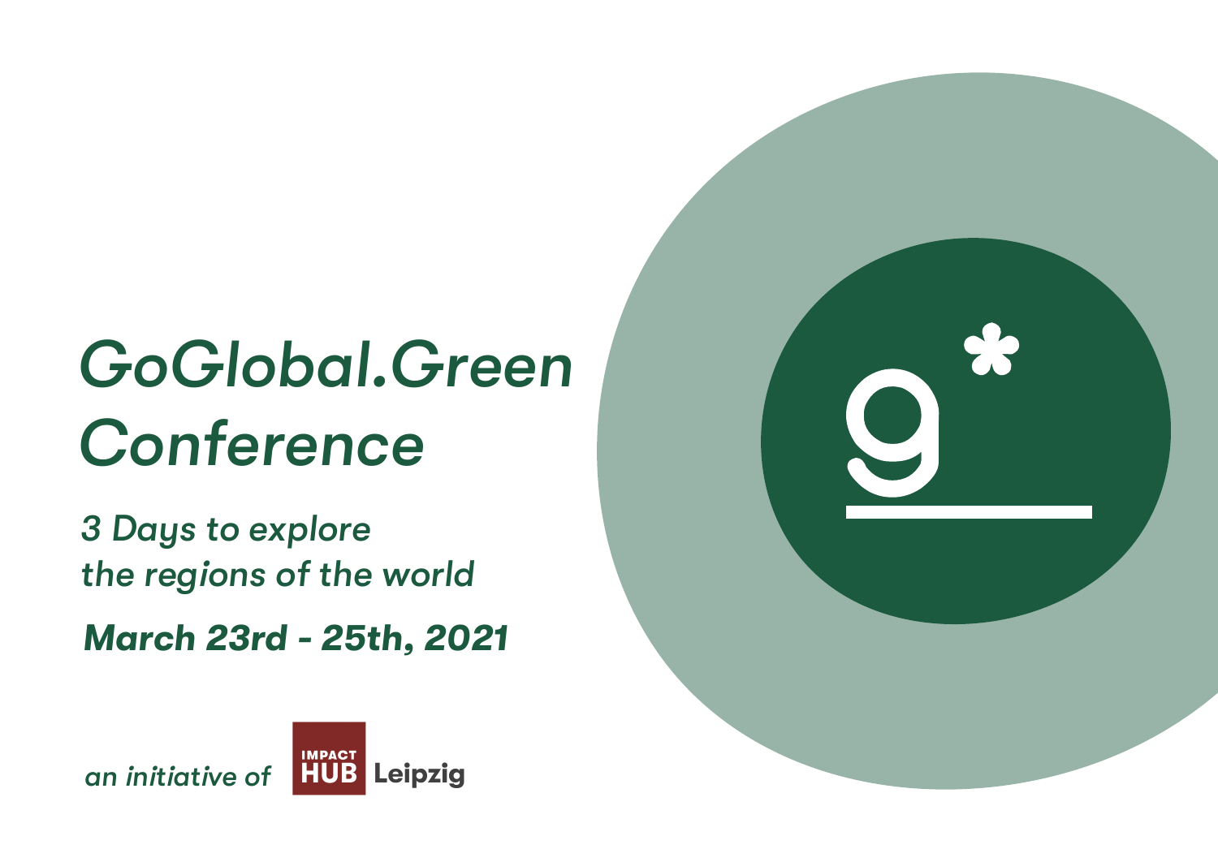# GoGlobal.Green Conference

*3 Days to explore the regions of the world*

***March 23rd - 25th, 2021***

*an initiative of* IMPACT HUB Leipzig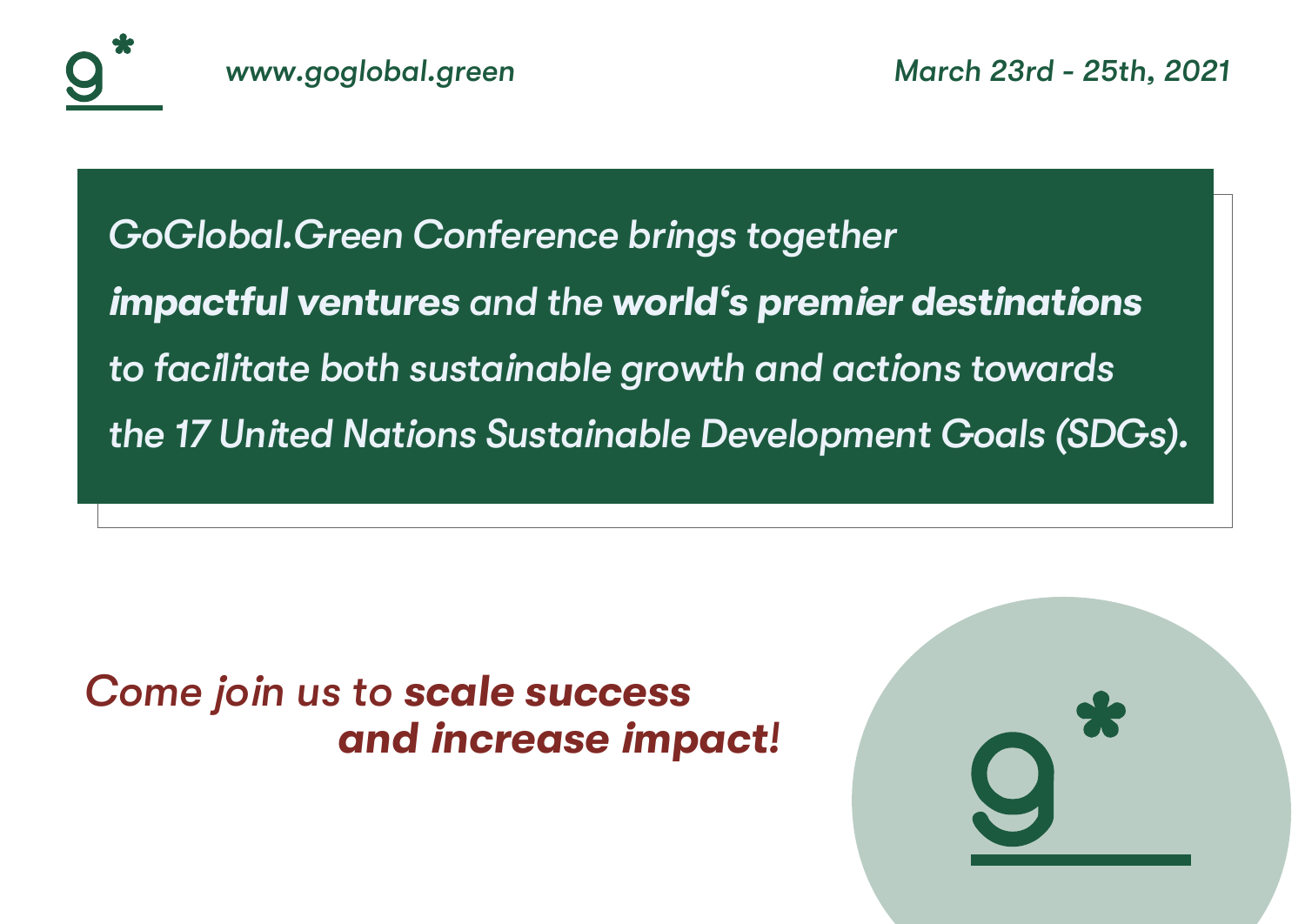www.goglobal.green

March 23rd - 25th, 2021

*GoGlobal.Green Conference brings together **impactful ventures** and the **world's premier destinations** to facilitate both sustainable growth and actions towards the 17 United Nations Sustainable Development Goals (SDGs).*

*Come join us to **scale success and increase impact!***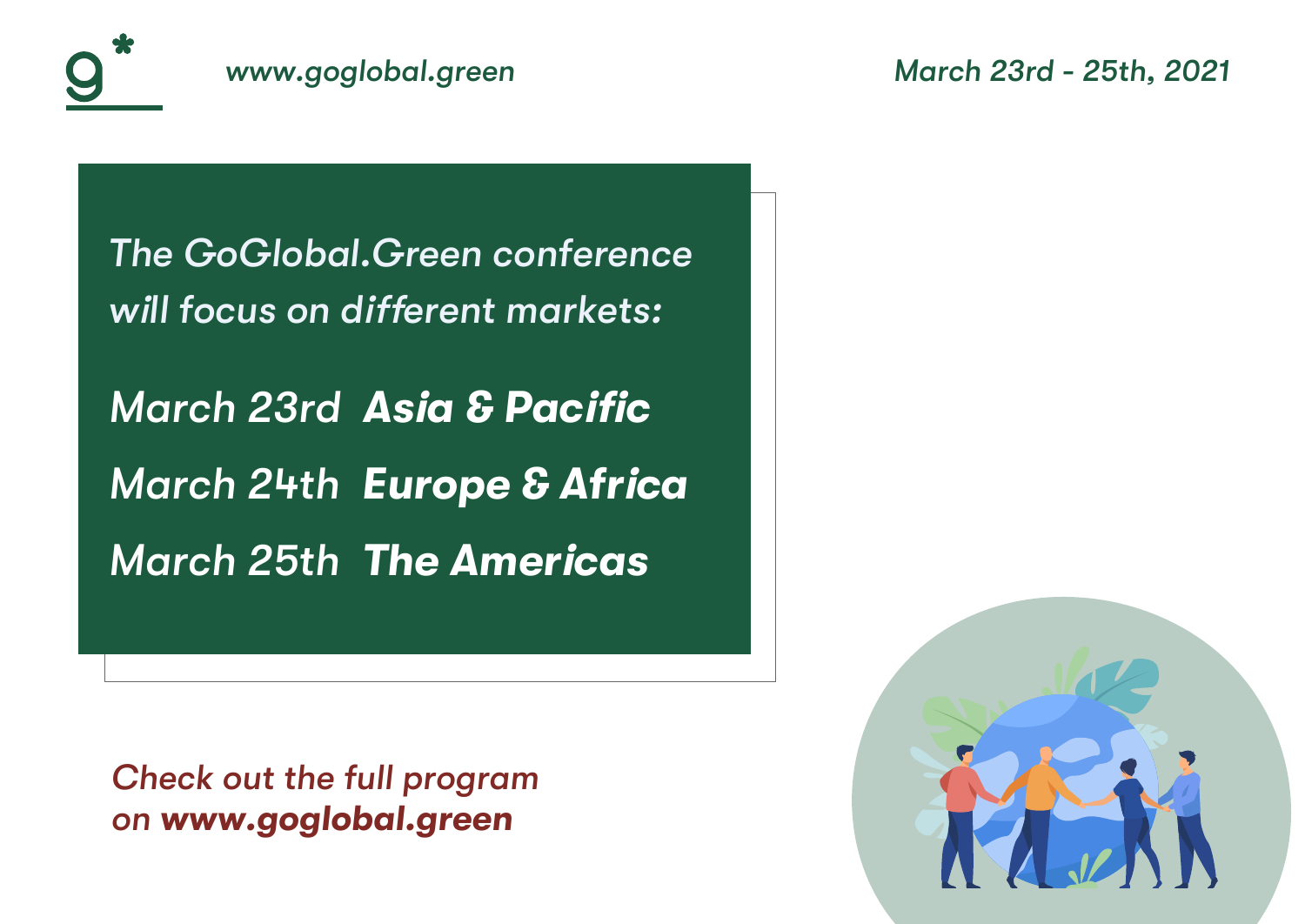www.goglobal.green

March 23rd - 25th, 2021

*The GoGlobal.Green conference will focus on different markets:*

*March 23rd* ***Asia & Pacific***

*March 24th* ***Europe & Africa***

*March 25th* ***The Americas***

*Check out the full program on* ***www.goglobal.green***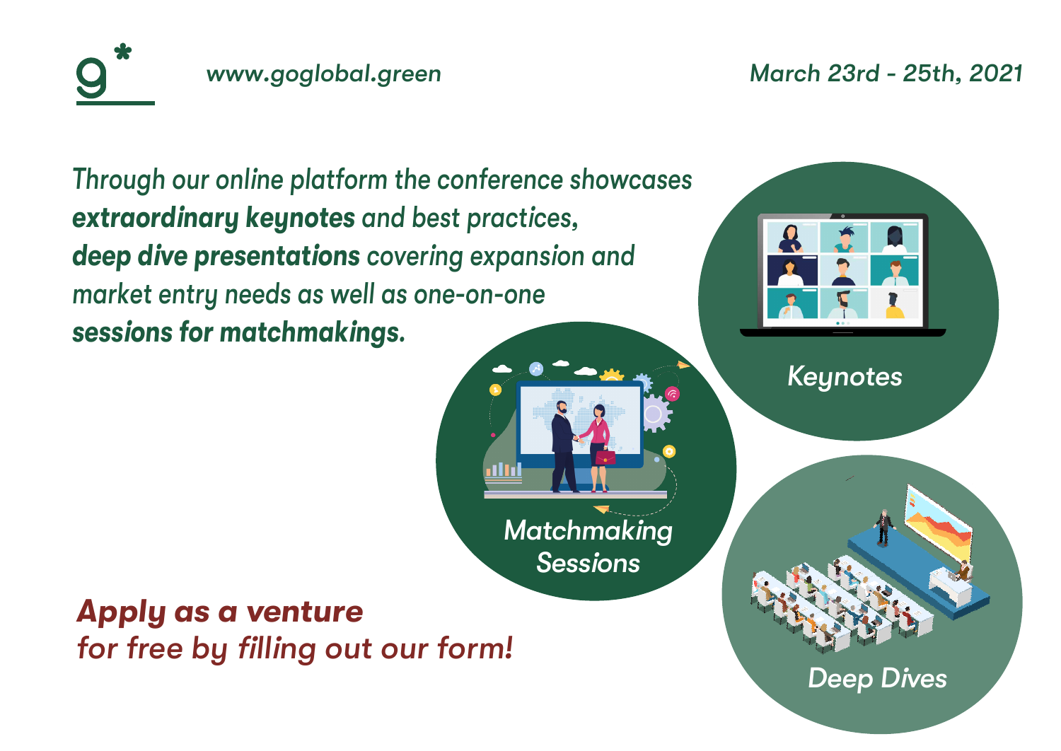g*

www.goglobal.green

March 23rd - 25th, 2021

*Through our online platform the conference showcases* ***extraordinary keynotes*** *and best practices,* ***deep dive presentations*** *covering expansion and market entry needs as well as one-on-one* ***sessions for matchmakings.***

Keynotes

Matchmaking Sessions

Deep Dives

***Apply as a venture***
*for free by filling out our form!*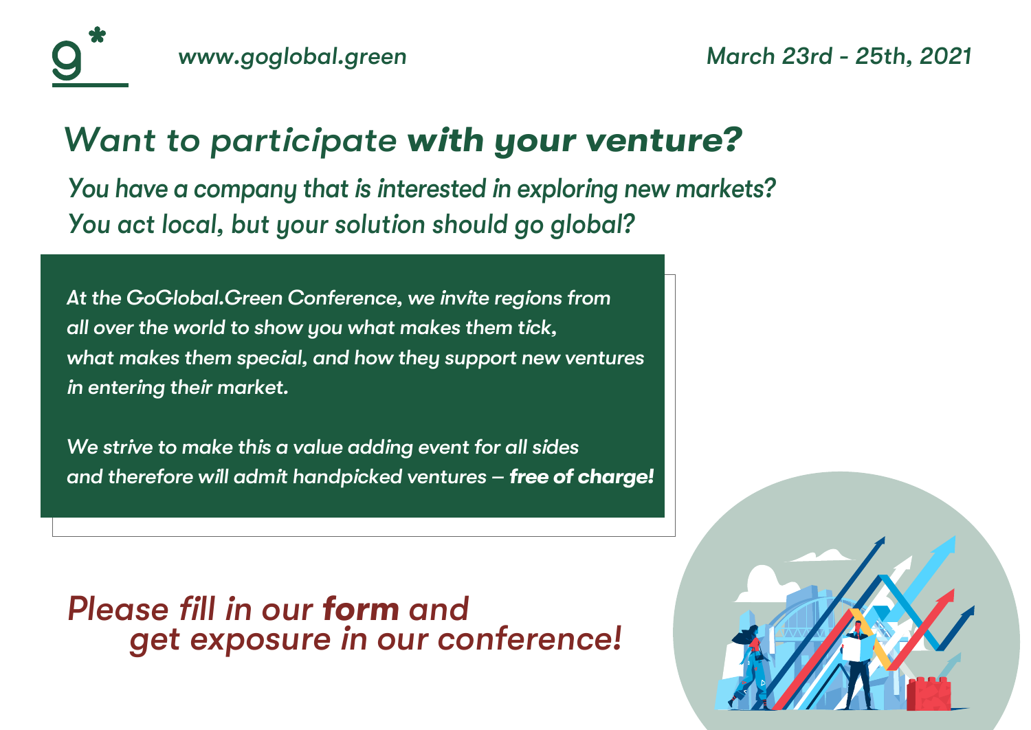g*

www.goglobal.green

March 23rd - 25th, 2021

# *Want to participate* ***with your venture?***

*You have a company that is interested in exploring new markets?*
*You act local, but your solution should go global?*

*At the GoGlobal.Green Conference, we invite regions from all over the world to show you what makes them tick, what makes them special, and how they support new ventures in entering their market.*

*We strive to make this a value adding event for all sides and therefore will admit handpicked ventures –* ***free of charge!***

## *Please fill in our* ***form*** *and get exposure in our conference!*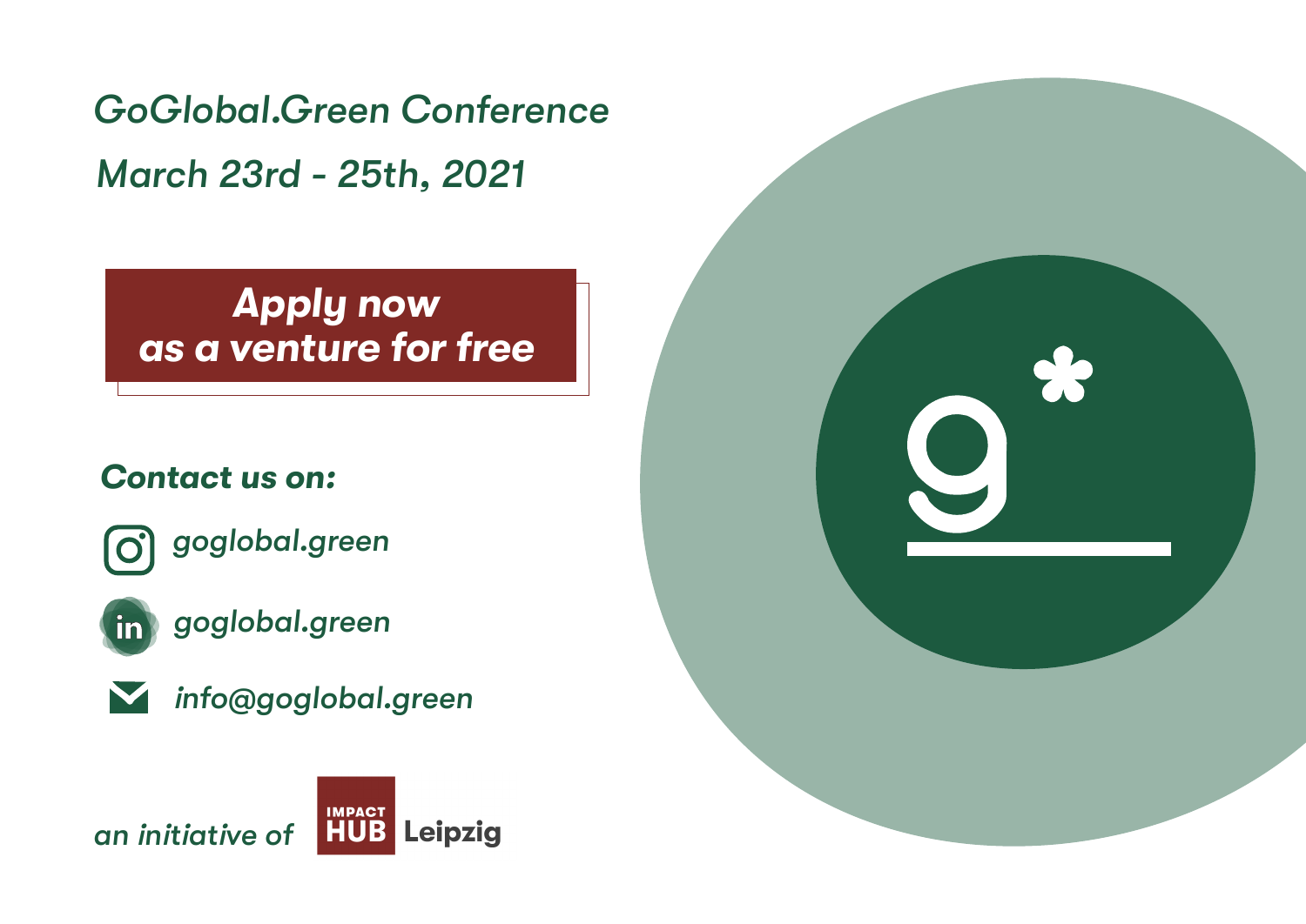*GoGlobal.Green Conference*

*March 23rd - 25th, 2021*

***Apply now as a venture for free***

***Contact us on:***

*goglobal.green*

*goglobal.green*

*info@goglobal.green*

*an initiative of* IMPACT HUB Leipzig